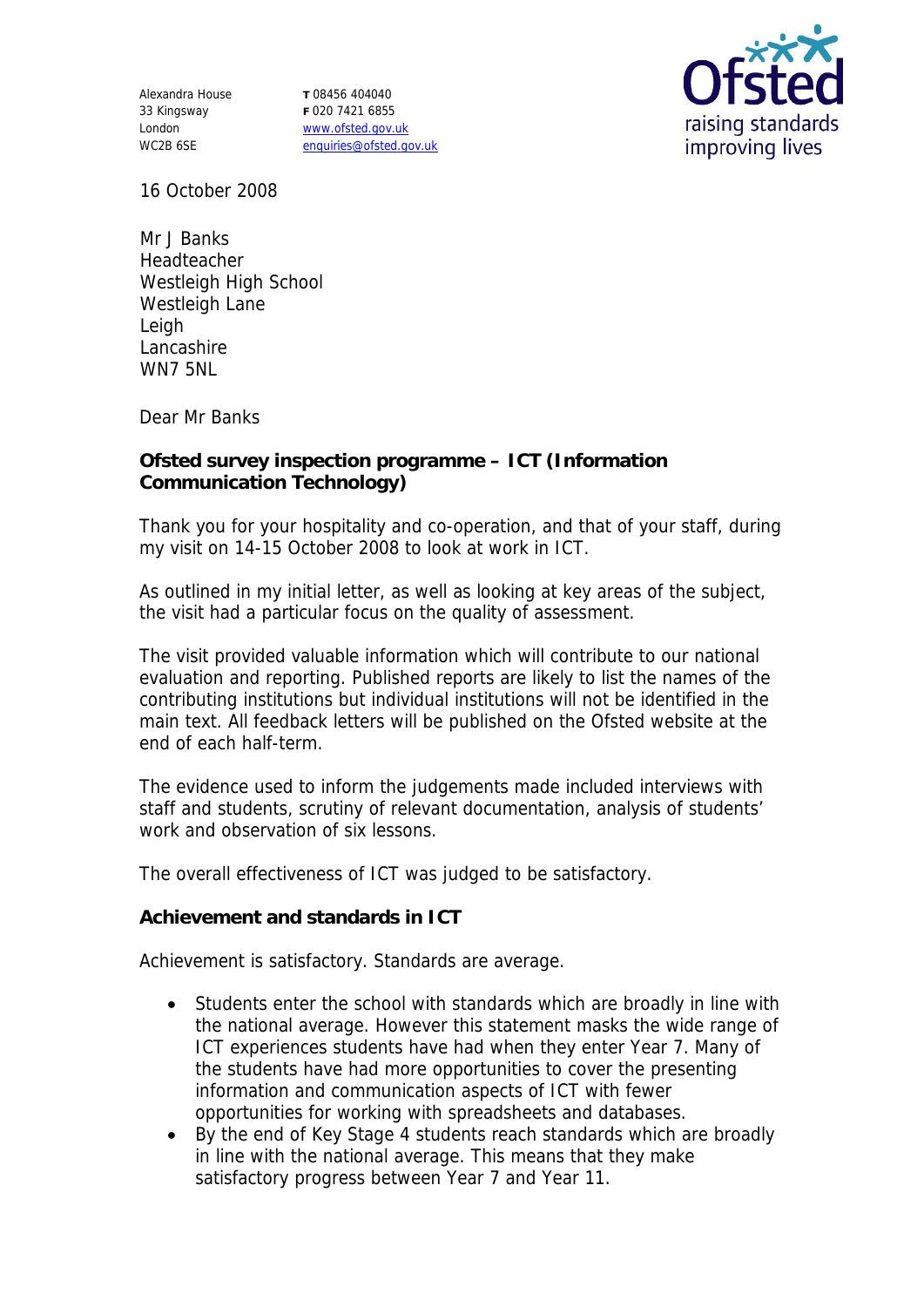Alexandra House
33 Kingsway
London
WC2B 6SE

T 08456 404040
F 020 7421 6855
www.ofsted.gov.uk
enquiries@ofsted.gov.uk

16 October 2008

Mr J Banks
Headteacher
Westleigh High School
Westleigh Lane
Leigh
Lancashire
WN7 5NL

Dear Mr Banks

**Ofsted survey inspection programme – ICT (Information Communication Technology)**

Thank you for your hospitality and co-operation, and that of your staff, during my visit on 14-15 October 2008 to look at work in ICT.

As outlined in my initial letter, as well as looking at key areas of the subject, the visit had a particular focus on the quality of assessment.

The visit provided valuable information which will contribute to our national evaluation and reporting. Published reports are likely to list the names of the contributing institutions but individual institutions will not be identified in the main text. All feedback letters will be published on the Ofsted website at the end of each half-term.

The evidence used to inform the judgements made included interviews with staff and students, scrutiny of relevant documentation, analysis of students' work and observation of six lessons.

The overall effectiveness of ICT was judged to be satisfactory.

**Achievement and standards in ICT**

Achievement is satisfactory. Standards are average.

- Students enter the school with standards which are broadly in line with the national average. However this statement masks the wide range of ICT experiences students have had when they enter Year 7. Many of the students have had more opportunities to cover the presenting information and communication aspects of ICT with fewer opportunities for working with spreadsheets and databases.
- By the end of Key Stage 4 students reach standards which are broadly in line with the national average. This means that they make satisfactory progress between Year 7 and Year 11.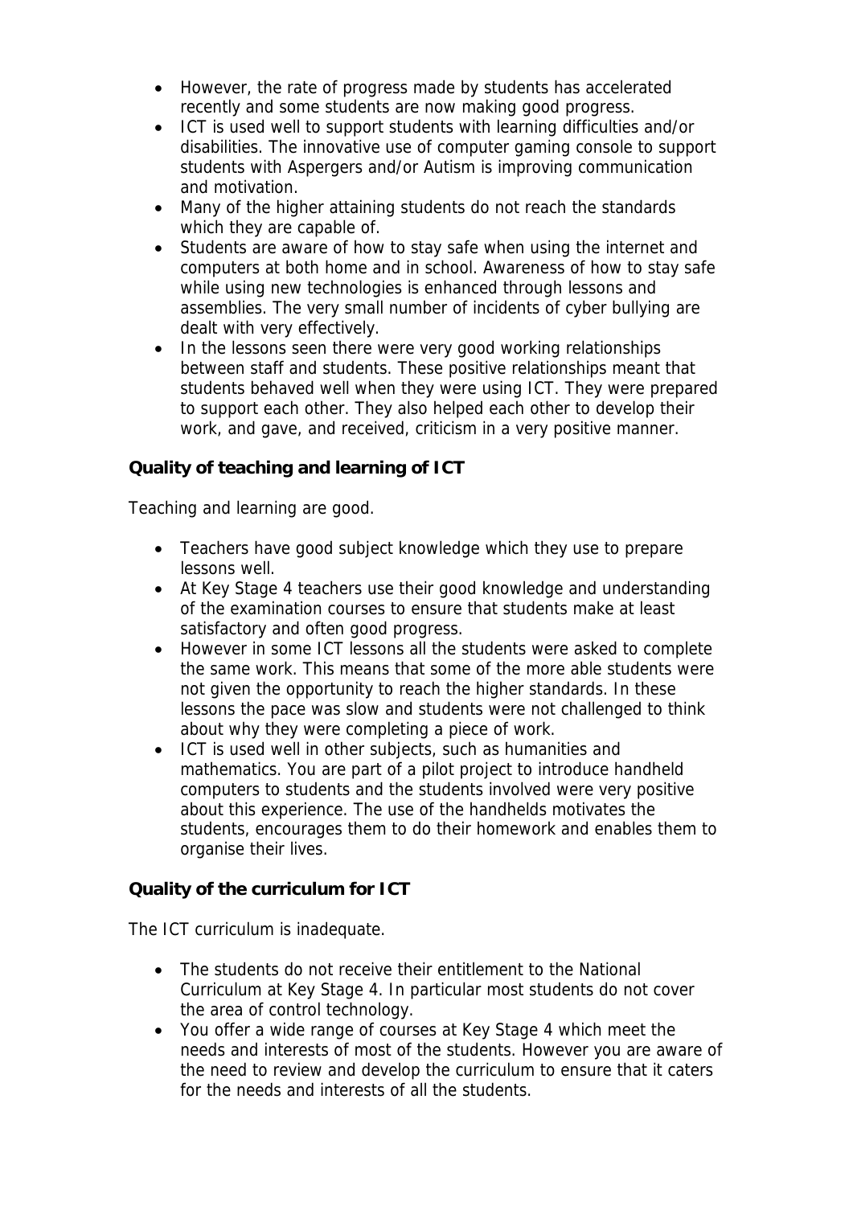- However, the rate of progress made by students has accelerated recently and some students are now making good progress.
- ICT is used well to support students with learning difficulties and/or disabilities. The innovative use of computer gaming console to support students with Aspergers and/or Autism is improving communication and motivation.
- Many of the higher attaining students do not reach the standards which they are capable of.
- Students are aware of how to stay safe when using the internet and computers at both home and in school. Awareness of how to stay safe while using new technologies is enhanced through lessons and assemblies. The very small number of incidents of cyber bullying are dealt with very effectively.
- In the lessons seen there were very good working relationships between staff and students. These positive relationships meant that students behaved well when they were using ICT. They were prepared to support each other. They also helped each other to develop their work, and gave, and received, criticism in a very positive manner.

**Quality of teaching and learning of ICT**

Teaching and learning are good.

- Teachers have good subject knowledge which they use to prepare lessons well.
- At Key Stage 4 teachers use their good knowledge and understanding of the examination courses to ensure that students make at least satisfactory and often good progress.
- However in some ICT lessons all the students were asked to complete the same work. This means that some of the more able students were not given the opportunity to reach the higher standards. In these lessons the pace was slow and students were not challenged to think about why they were completing a piece of work.
- ICT is used well in other subjects, such as humanities and mathematics. You are part of a pilot project to introduce handheld computers to students and the students involved were very positive about this experience. The use of the handhelds motivates the students, encourages them to do their homework and enables them to organise their lives.

**Quality of the curriculum for ICT**

The ICT curriculum is inadequate.

- The students do not receive their entitlement to the National Curriculum at Key Stage 4. In particular most students do not cover the area of control technology.
- You offer a wide range of courses at Key Stage 4 which meet the needs and interests of most of the students. However you are aware of the need to review and develop the curriculum to ensure that it caters for the needs and interests of all the students.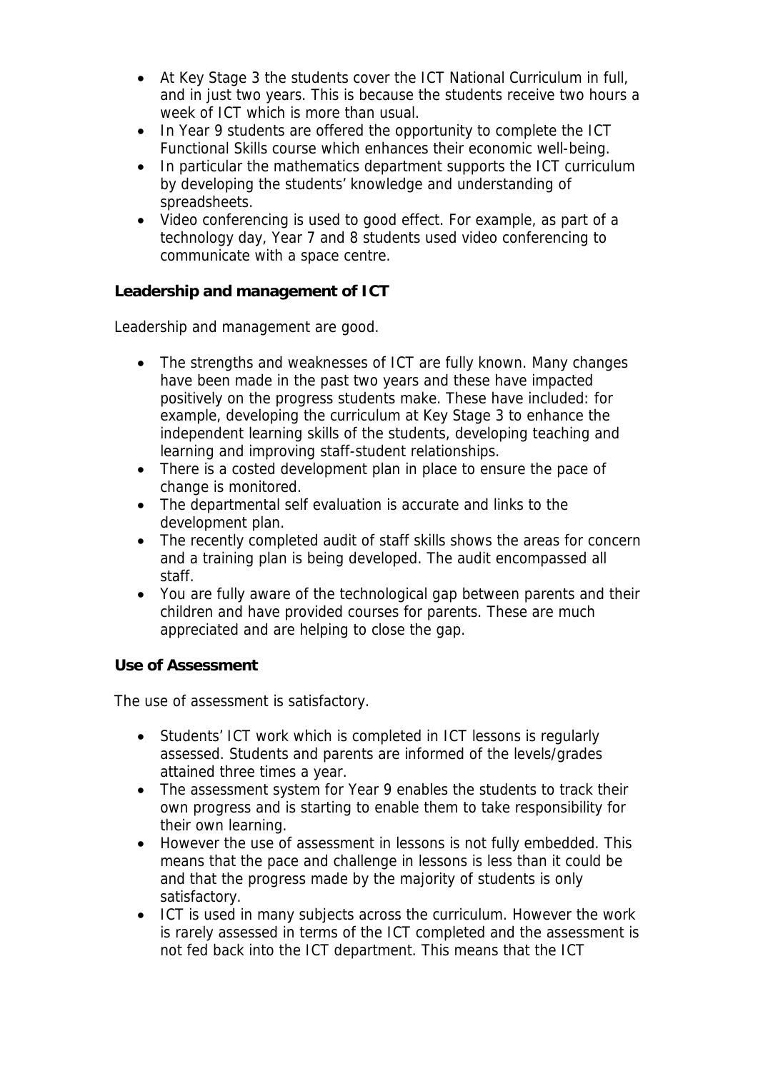- At Key Stage 3 the students cover the ICT National Curriculum in full, and in just two years. This is because the students receive two hours a week of ICT which is more than usual.
- In Year 9 students are offered the opportunity to complete the ICT Functional Skills course which enhances their economic well-being.
- In particular the mathematics department supports the ICT curriculum by developing the students' knowledge and understanding of spreadsheets.
- Video conferencing is used to good effect. For example, as part of a technology day, Year 7 and 8 students used video conferencing to communicate with a space centre.

**Leadership and management of ICT**

Leadership and management are good.

- The strengths and weaknesses of ICT are fully known. Many changes have been made in the past two years and these have impacted positively on the progress students make. These have included: for example, developing the curriculum at Key Stage 3 to enhance the independent learning skills of the students, developing teaching and learning and improving staff-student relationships.
- There is a costed development plan in place to ensure the pace of change is monitored.
- The departmental self evaluation is accurate and links to the development plan.
- The recently completed audit of staff skills shows the areas for concern and a training plan is being developed. The audit encompassed all staff.
- You are fully aware of the technological gap between parents and their children and have provided courses for parents. These are much appreciated and are helping to close the gap.

**Use of Assessment**

The use of assessment is satisfactory.

- Students' ICT work which is completed in ICT lessons is regularly assessed. Students and parents are informed of the levels/grades attained three times a year.
- The assessment system for Year 9 enables the students to track their own progress and is starting to enable them to take responsibility for their own learning.
- However the use of assessment in lessons is not fully embedded. This means that the pace and challenge in lessons is less than it could be and that the progress made by the majority of students is only satisfactory.
- ICT is used in many subjects across the curriculum. However the work is rarely assessed in terms of the ICT completed and the assessment is not fed back into the ICT department. This means that the ICT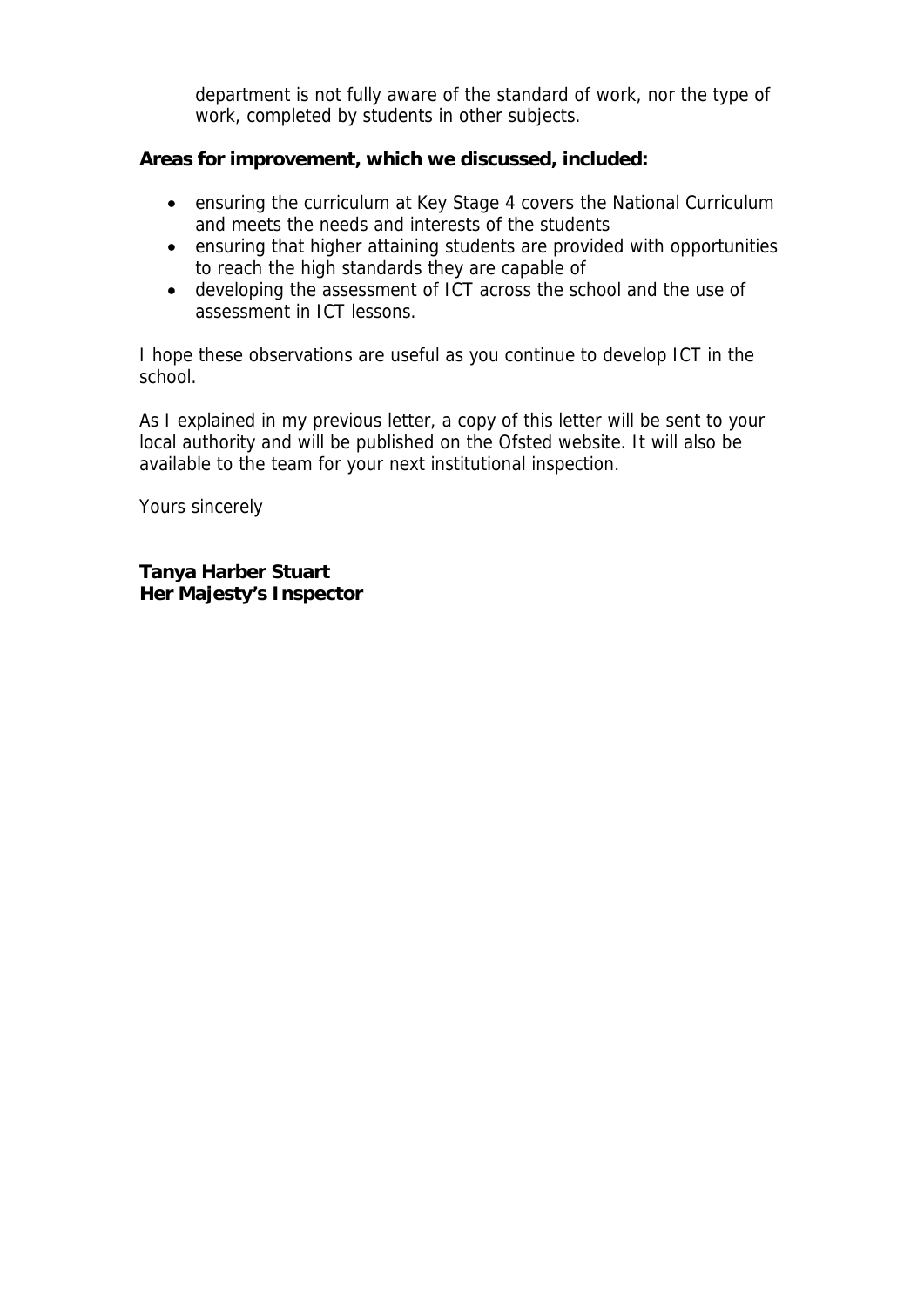department is not fully aware of the standard of work, nor the type of work, completed by students in other subjects.

**Areas for improvement, which we discussed, included:**

- ensuring the curriculum at Key Stage 4 covers the National Curriculum and meets the needs and interests of the students
- ensuring that higher attaining students are provided with opportunities to reach the high standards they are capable of
- developing the assessment of ICT across the school and the use of assessment in ICT lessons.

I hope these observations are useful as you continue to develop ICT in the school.

As I explained in my previous letter, a copy of this letter will be sent to your local authority and will be published on the Ofsted website. It will also be available to the team for your next institutional inspection.

Yours sincerely

**Tanya Harber Stuart**
**Her Majesty's Inspector**